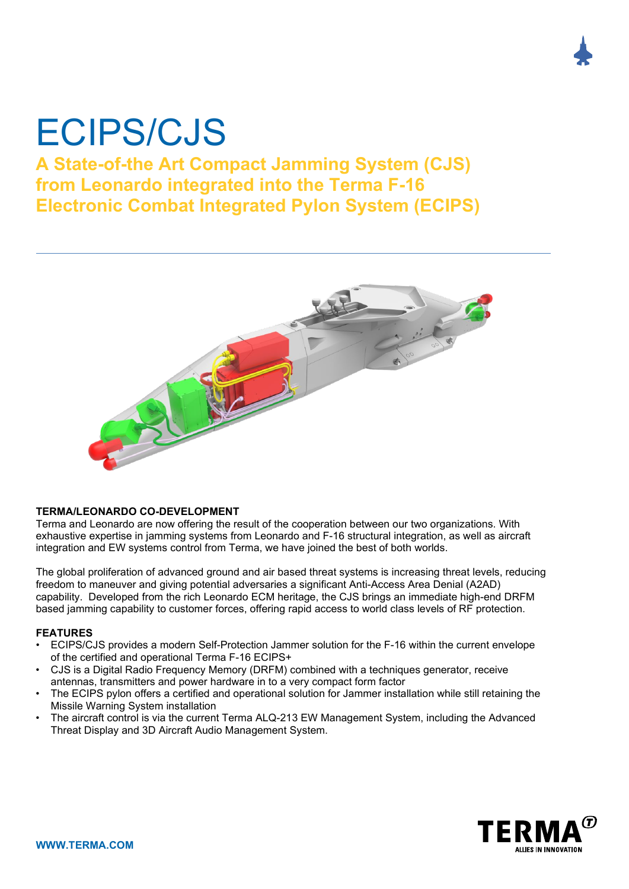# ECIPS/CJS

## A State-of-the Art Compact Jamming System (CJS) from Leonardo integrated into the Terma F-16 Electronic Combat Integrated Pylon System (ECIPS)

**TERMA/LEONARDO CO-DEVELOPMENT**

Terma and Leonardo are now offering the result of the cooperation between our two organizations. With exhaustive expertise in jamming systems from Leonardo and F-16 structural integration, as well as aircraft integration and EW systems control from Terma, we have joined the best of both worlds.

The global proliferation of advanced ground and air based threat systems is increasing threat levels, reducing freedom to maneuver and giving potential adversaries a significant Anti-Access Area Denial (A2AD) capability. Developed from the rich Leonardo ECM heritage, the CJS brings an immediate high-end DRFM based jamming capability to customer forces, offering rapid access to world class levels of RF protection.

**FEATURES**

- ECIPS/CJS provides a modern Self-Protection Jammer solution for the F-16 within the current envelope of the certified and operational Terma F-16 ECIPS+
- CJS is a Digital Radio Frequency Memory (DRFM) combined with a techniques generator, receive antennas, transmitters and power hardware in to a very compact form factor
- The ECIPS pylon offers a certified and operational solution for Jammer installation while still retaining the Missile Warning System installation
- The aircraft control is via the current Terma ALQ-213 EW Management System, including the Advanced Threat Display and 3D Aircraft Audio Management System.

WWW.TERMA.COM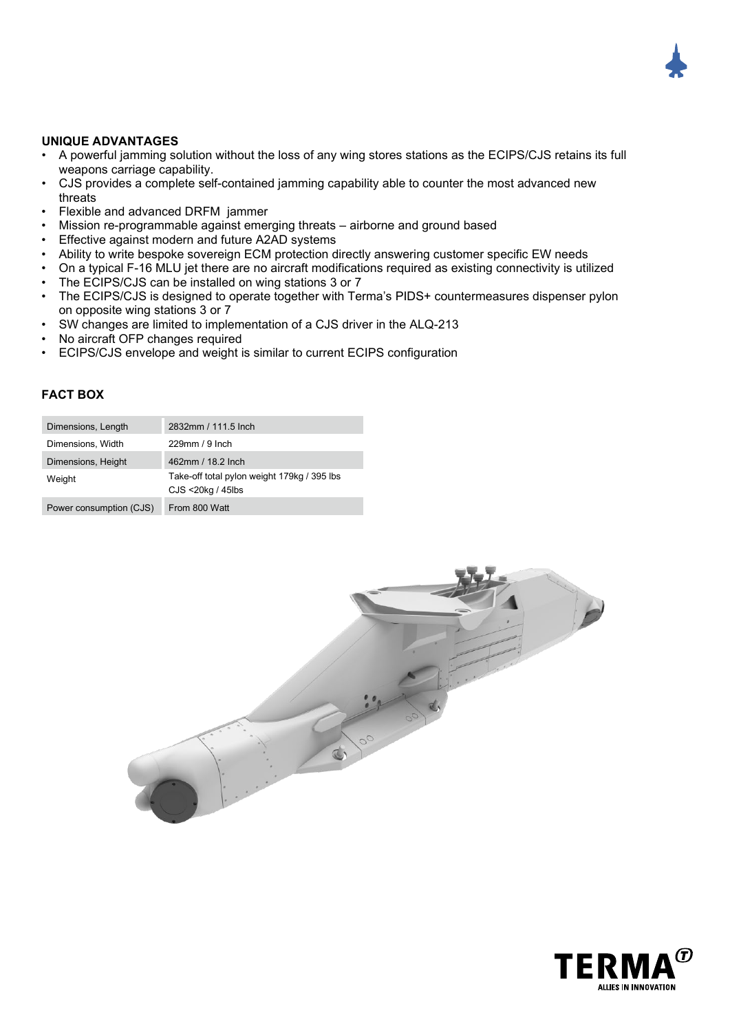## UNIQUE ADVANTAGES

- A powerful jamming solution without the loss of any wing stores stations as the ECIPS/CJS retains its full weapons carriage capability.
- CJS provides a complete self-contained jamming capability able to counter the most advanced new threats
- Flexible and advanced DRFM jammer
- Mission re-programmable against emerging threats – airborne and ground based
- Effective against modern and future A2AD systems
- Ability to write bespoke sovereign ECM protection directly answering customer specific EW needs
- On a typical F-16 MLU jet there are no aircraft modifications required as existing connectivity is utilized
- The ECIPS/CJS can be installed on wing stations 3 or 7
- The ECIPS/CJS is designed to operate together with Terma's PIDS+ countermeasures dispenser pylon on opposite wing stations 3 or 7
- SW changes are limited to implementation of a CJS driver in the ALQ-213
- No aircraft OFP changes required
- ECIPS/CJS envelope and weight is similar to current ECIPS configuration

## FACT BOX

| | |
|---|---|
| Dimensions, Length | 2832mm / 111.5 Inch |
| Dimensions, Width | 229mm / 9 Inch |
| Dimensions, Height | 462mm / 18.2 Inch |
| Weight | Take-off total pylon weight 179kg / 395 lbs<br>CJS <20kg / 45lbs |
| Power consumption (CJS) | From 800 Watt |